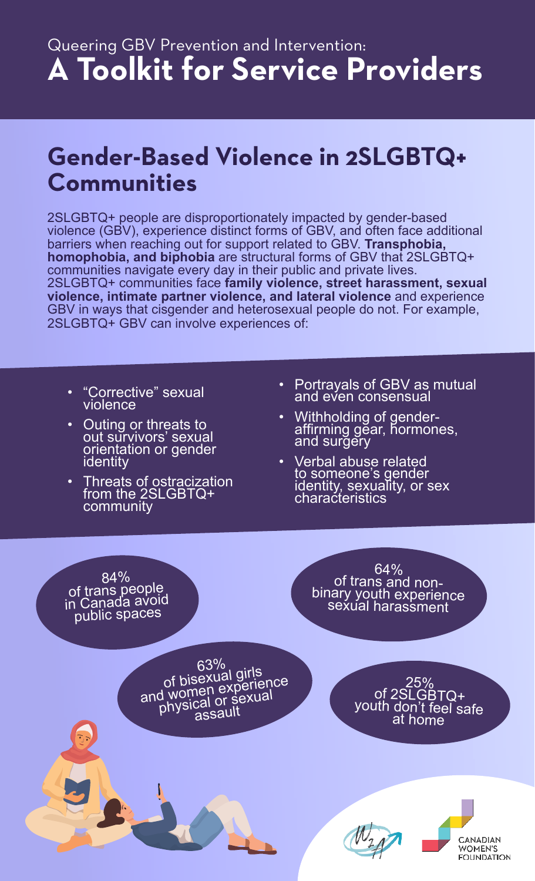Queering GBV Prevention and Intervention:

# A Toolkit for Service Providers

## Gender-Based Violence in 2SLGBTQ+ Communities

2SLGBTQ+ people are disproportionately impacted by gender-based violence (GBV), experience distinct forms of GBV, and often face additional barriers when reaching out for support related to GBV. **Transphobia, homophobia, and biphobia** are structural forms of GBV that 2SLGBTQ+ communities navigate every day in their public and private lives. 2SLGBTQ+ communities face **family violence, street harassment, sexual violence, intimate partner violence, and lateral violence** and experience GBV in ways that cisgender and heterosexual people do not. For example, 2SLGBTQ+ GBV can involve experiences of:

- "Corrective" sexual violence
- Outing or threats to out survivors' sexual orientation or gender identity
- Threats of ostracization from the 2SLGBTQ+ community
- Portrayals of GBV as mutual and even consensual
- Withholding of gender-affirming gear, hormones, and surgery
- Verbal abuse related to someone's gender identity, sexuality, or sex characteristics

84% of trans people in Canada avoid public spaces

64% of trans and non-binary youth experience sexual harassment

63% of bisexual girls and women experience physical or sexual assault

25% of 2SLGBTQ+ youth don't feel safe at home

CANADIAN WOMEN'S FOUNDATION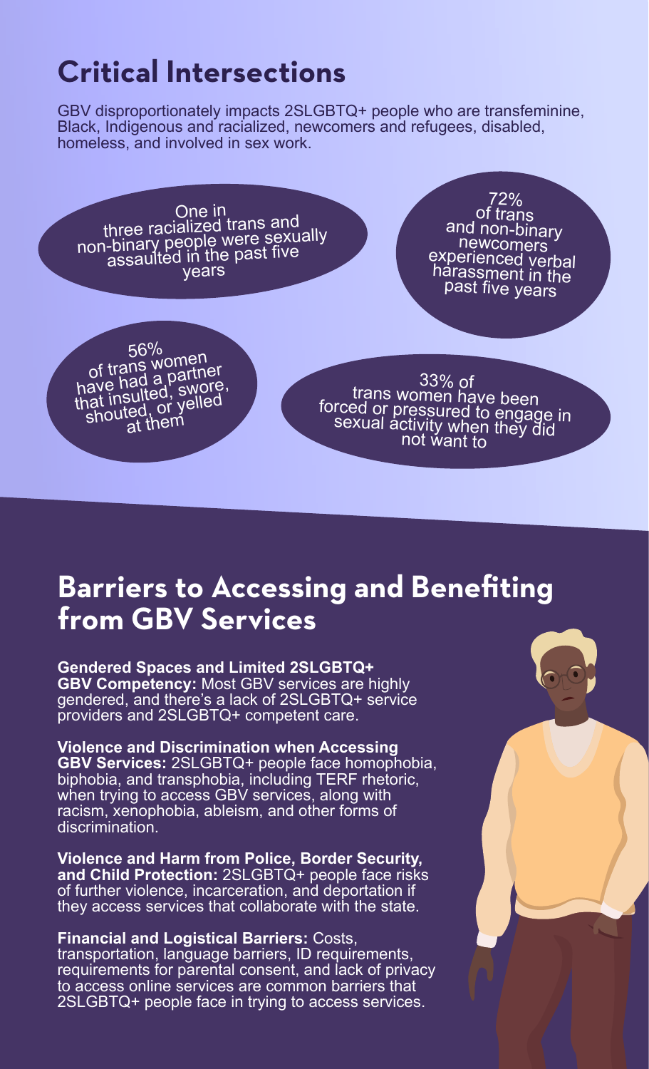## Critical Intersections

GBV disproportionately impacts 2SLGBTQ+ people who are transfeminine, Black, Indigenous and racialized, newcomers and refugees, disabled, homeless, and involved in sex work.

- One in three racialized trans and non-binary people were sexually assaulted in the past five years
- 72% of trans and non-binary newcomers experienced verbal harassment in the past five years
- 56% of trans women have had a partner that insulted, swore, shouted, or yelled at them
- 33% of trans women have been forced or pressured to engage in sexual activity when they did not want to

## Barriers to Accessing and Benefiting from GBV Services

**Gendered Spaces and Limited 2SLGBTQ+ GBV Competency:** Most GBV services are highly gendered, and there's a lack of 2SLGBTQ+ service providers and 2SLGBTQ+ competent care.

**Violence and Discrimination when Accessing GBV Services:** 2SLGBTQ+ people face homophobia, biphobia, and transphobia, including TERF rhetoric, when trying to access GBV services, along with racism, xenophobia, ableism, and other forms of discrimination.

**Violence and Harm from Police, Border Security, and Child Protection:** 2SLGBTQ+ people face risks of further violence, incarceration, and deportation if they access services that collaborate with the state.

**Financial and Logistical Barriers:** Costs, transportation, language barriers, ID requirements, requirements for parental consent, and lack of privacy to access online services are common barriers that 2SLGBTQ+ people face in trying to access services.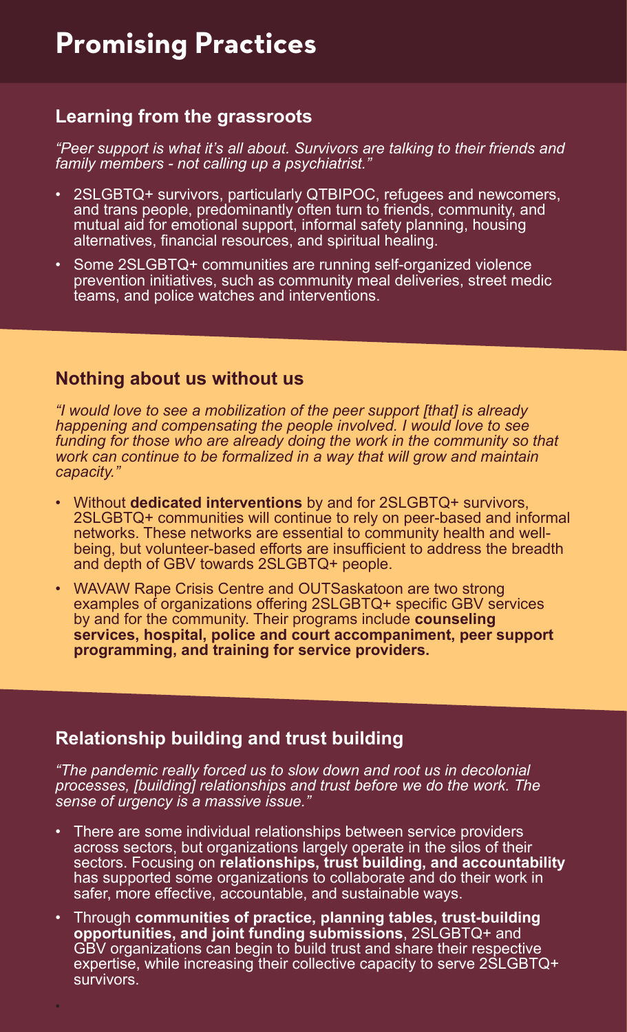# Promising Practices

## Learning from the grassroots

*"Peer support is what it's all about. Survivors are talking to their friends and family members - not calling up a psychiatrist."*

- 2SLGBTQ+ survivors, particularly QTBIPOC, refugees and newcomers, and trans people, predominantly often turn to friends, community, and mutual aid for emotional support, informal safety planning, housing alternatives, financial resources, and spiritual healing.
- Some 2SLGBTQ+ communities are running self-organized violence prevention initiatives, such as community meal deliveries, street medic teams, and police watches and interventions.

## Nothing about us without us

*"I would love to see a mobilization of the peer support [that] is already happening and compensating the people involved. I would love to see funding for those who are already doing the work in the community so that work can continue to be formalized in a way that will grow and maintain capacity."*

- Without **dedicated interventions** by and for 2SLGBTQ+ survivors, 2SLGBTQ+ communities will continue to rely on peer-based and informal networks. These networks are essential to community health and well-being, but volunteer-based efforts are insufficient to address the breadth and depth of GBV towards 2SLGBTQ+ people.
- WAVAW Rape Crisis Centre and OUTSaskatoon are two strong examples of organizations offering 2SLGBTQ+ specific GBV services by and for the community. Their programs include **counseling services, hospital, police and court accompaniment, peer support programming, and training for service providers.**

## Relationship building and trust building

*"The pandemic really forced us to slow down and root us in decolonial processes, [building] relationships and trust before we do the work. The sense of urgency is a massive issue."*

- There are some individual relationships between service providers across sectors, but organizations largely operate in the silos of their sectors. Focusing on **relationships, trust building, and accountability** has supported some organizations to collaborate and do their work in safer, more effective, accountable, and sustainable ways.
- Through **communities of practice, planning tables, trust-building opportunities, and joint funding submissions**, 2SLGBTQ+ and GBV organizations can begin to build trust and share their respective expertise, while increasing their collective capacity to serve 2SLGBTQ+ survivors.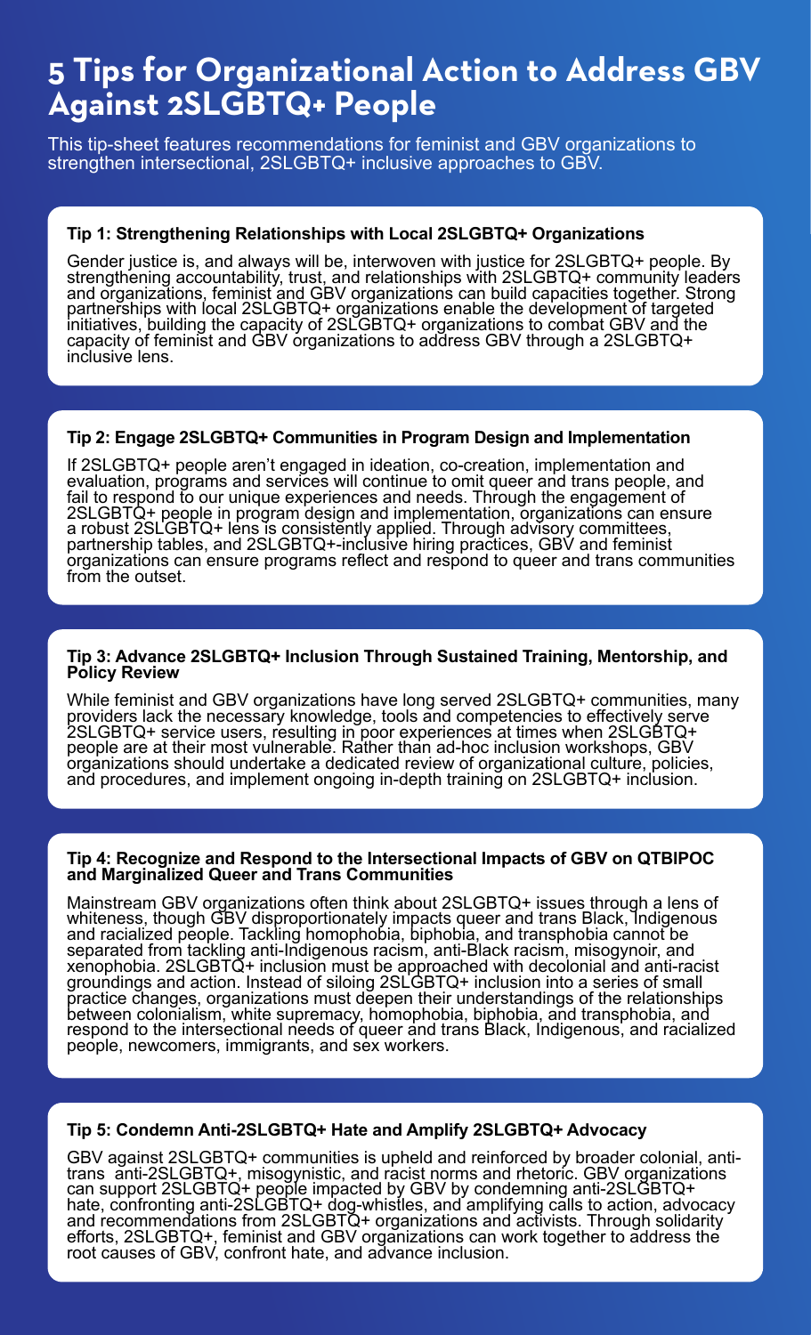# 5 Tips for Organizational Action to Address GBV Against 2SLGBTQ+ People

This tip-sheet features recommendations for feminist and GBV organizations to strengthen intersectional, 2SLGBTQ+ inclusive approaches to GBV.

### Tip 1: Strengthening Relationships with Local 2SLGBTQ+ Organizations

Gender justice is, and always will be, interwoven with justice for 2SLGBTQ+ people. By strengthening accountability, trust, and relationships with 2SLGBTQ+ community leaders and organizations, feminist and GBV organizations can build capacities together. Strong partnerships with local 2SLGBTQ+ organizations enable the development of targeted initiatives, building the capacity of 2SLGBTQ+ organizations to combat GBV and the capacity of feminist and GBV organizations to address GBV through a 2SLGBTQ+ inclusive lens.

### Tip 2: Engage 2SLGBTQ+ Communities in Program Design and Implementation

If 2SLGBTQ+ people aren't engaged in ideation, co-creation, implementation and evaluation, programs and services will continue to omit queer and trans people, and fail to respond to our unique experiences and needs. Through the engagement of 2SLGBTQ+ people in program design and implementation, organizations can ensure a robust 2SLGBTQ+ lens is consistently applied. Through advisory committees, partnership tables, and 2SLGBTQ+-inclusive hiring practices, GBV and feminist organizations can ensure programs reflect and respond to queer and trans communities from the outset.

### Tip 3: Advance 2SLGBTQ+ Inclusion Through Sustained Training, Mentorship, and Policy Review

While feminist and GBV organizations have long served 2SLGBTQ+ communities, many providers lack the necessary knowledge, tools and competencies to effectively serve 2SLGBTQ+ service users, resulting in poor experiences at times when 2SLGBTQ+ people are at their most vulnerable. Rather than ad-hoc inclusion workshops, GBV organizations should undertake a dedicated review of organizational culture, policies, and procedures, and implement ongoing in-depth training on 2SLGBTQ+ inclusion.

### Tip 4: Recognize and Respond to the Intersectional Impacts of GBV on QTBIPOC and Marginalized Queer and Trans Communities

Mainstream GBV organizations often think about 2SLGBTQ+ issues through a lens of whiteness, though GBV disproportionately impacts queer and trans Black, Indigenous and racialized people. Tackling homophobia, biphobia, and transphobia cannot be separated from tackling anti-Indigenous racism, anti-Black racism, misogynoir, and xenophobia. 2SLGBTQ+ inclusion must be approached with decolonial and anti-racist groundings and action. Instead of siloing 2SLGBTQ+ inclusion into a series of small practice changes, organizations must deepen their understandings of the relationships between colonialism, white supremacy, homophobia, biphobia, and transphobia, and respond to the intersectional needs of queer and trans Black, Indigenous, and racialized people, newcomers, immigrants, and sex workers.

### Tip 5: Condemn Anti-2SLGBTQ+ Hate and Amplify 2SLGBTQ+ Advocacy

GBV against 2SLGBTQ+ communities is upheld and reinforced by broader colonial, anti-trans anti-2SLGBTQ+, misogynistic, and racist norms and rhetoric. GBV organizations can support 2SLGBTQ+ people impacted by GBV by condemning anti-2SLGBTQ+ hate, confronting anti-2SLGBTQ+ dog-whistles, and amplifying calls to action, advocacy and recommendations from 2SLGBTQ+ organizations and activists. Through solidarity efforts, 2SLGBTQ+, feminist and GBV organizations can work together to address the root causes of GBV, confront hate, and advance inclusion.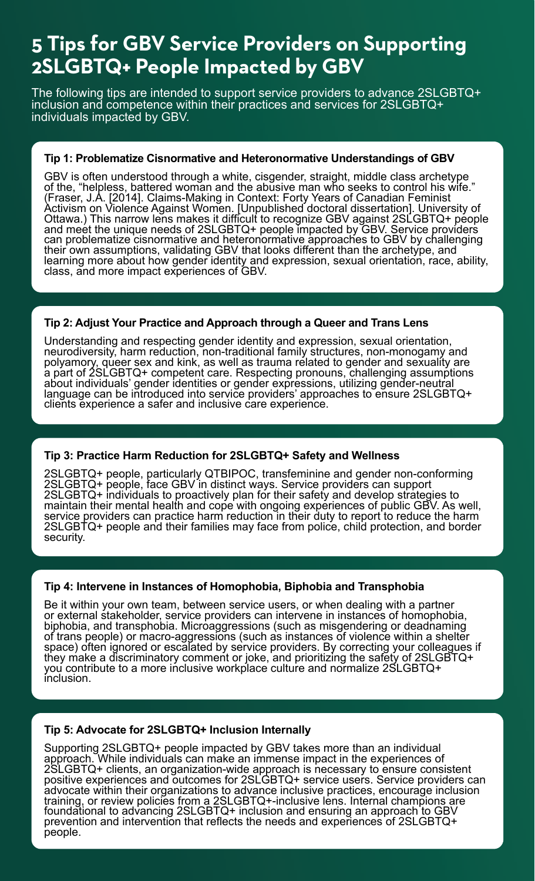# 5 Tips for GBV Service Providers on Supporting 2SLGBTQ+ People Impacted by GBV

The following tips are intended to support service providers to advance 2SLGBTQ+ inclusion and competence within their practices and services for 2SLGBTQ+ individuals impacted by GBV.

### Tip 1: Problematize Cisnormative and Heteronormative Understandings of GBV

GBV is often understood through a white, cisgender, straight, middle class archetype of the, "helpless, battered woman and the abusive man who seeks to control his wife." (Fraser, J.A. [2014]. Claims-Making in Context: Forty Years of Canadian Feminist Activism on Violence Against Women. [Unpublished doctoral dissertation]. University of Ottawa.) This narrow lens makes it difficult to recognize GBV against 2SLGBTQ+ people and meet the unique needs of 2SLGBTQ+ people impacted by GBV. Service providers can problematize cisnormative and heteronormative approaches to GBV by challenging their own assumptions, validating GBV that looks different than the archetype, and learning more about how gender identity and expression, sexual orientation, race, ability, class, and more impact experiences of GBV.

### Tip 2: Adjust Your Practice and Approach through a Queer and Trans Lens

Understanding and respecting gender identity and expression, sexual orientation, neurodiversity, harm reduction, non-traditional family structures, non-monogamy and polyamory, queer sex and kink, as well as trauma related to gender and sexuality are a part of 2SLGBTQ+ competent care. Respecting pronouns, challenging assumptions about individuals' gender identities or gender expressions, utilizing gender-neutral language can be introduced into service providers' approaches to ensure 2SLGBTQ+ clients experience a safer and inclusive care experience.

### Tip 3: Practice Harm Reduction for 2SLGBTQ+ Safety and Wellness

2SLGBTQ+ people, particularly QTBIPOC, transfeminine and gender non-conforming 2SLGBTQ+ people, face GBV in distinct ways. Service providers can support 2SLGBTQ+ individuals to proactively plan for their safety and develop strategies to maintain their mental health and cope with ongoing experiences of public GBV. As well, service providers can practice harm reduction in their duty to report to reduce the harm 2SLGBTQ+ people and their families may face from police, child protection, and border security.

### Tip 4: Intervene in Instances of Homophobia, Biphobia and Transphobia

Be it within your own team, between service users, or when dealing with a partner or external stakeholder, service providers can intervene in instances of homophobia, biphobia, and transphobia. Microaggressions (such as misgendering or deadnaming of trans people) or macro-aggressions (such as instances of violence within a shelter space) often ignored or escalated by service providers. By correcting your colleagues if they make a discriminatory comment or joke, and prioritizing the safety of 2SLGBTQ+ you contribute to a more inclusive workplace culture and normalize 2SLGBTQ+ inclusion.

### Tip 5: Advocate for 2SLGBTQ+ Inclusion Internally

Supporting 2SLGBTQ+ people impacted by GBV takes more than an individual approach. While individuals can make an immense impact in the experiences of 2SLGBTQ+ clients, an organization-wide approach is necessary to ensure consistent positive experiences and outcomes for 2SLGBTQ+ service users. Service providers can advocate within their organizations to advance inclusive practices, encourage inclusion training, or review policies from a 2SLGBTQ+-inclusive lens. Internal champions are foundational to advancing 2SLGBTQ+ inclusion and ensuring an approach to GBV prevention and intervention that reflects the needs and experiences of 2SLGBTQ+ people.